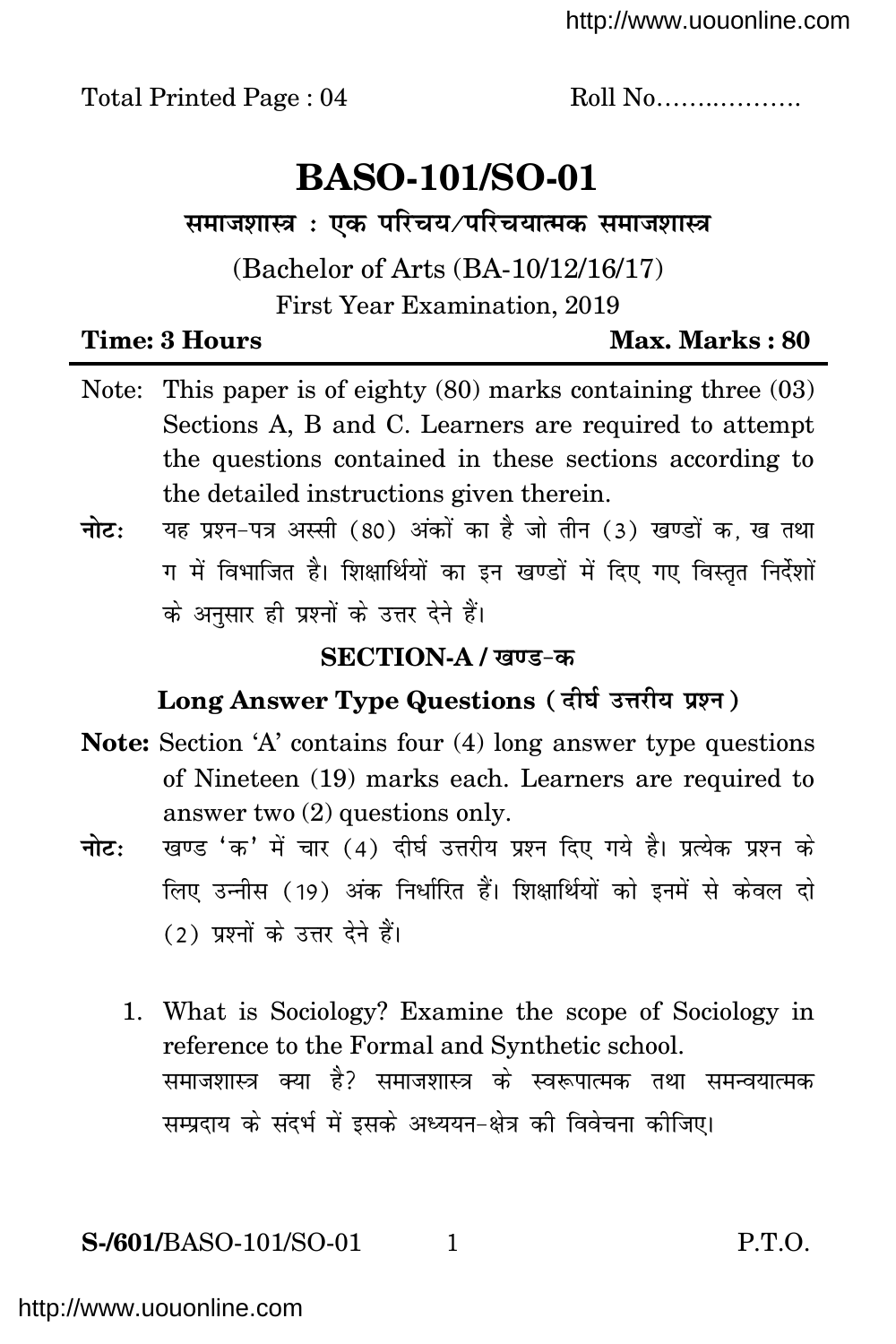Total Printed Page : 04 Roll No……..……….

# BASO-101/SO-01

**समाजशास्त्र : एक परिचय/परिचयात्मक समाजशास्त्र**

(Bachelor of Arts (BA-10/12/16/17)

First Year Examination, 2019

**Time: 3 Hours** **Max. Marks : 80**

Note: This paper is of eighty (80) marks containing three (03) Sections A, B and C. Learners are required to attempt the questions contained in these sections according to the detailed instructions given therein.

**नोटः** यह प्रश्न-पत्र अस्सी (80) अंकों का है जो तीन (3) खण्डों क, ख तथा ग में विभाजित है। शिक्षार्थियों का इन खण्डों में दिए गए विस्तृत निर्देशों के अनुसार ही प्रश्नों के उत्तर देने हैं।

## SECTION-A / खण्ड-क

### Long Answer Type Questions ( दीर्घ उत्तरीय प्रश्न )

**Note:** Section 'A' contains four (4) long answer type questions of Nineteen (19) marks each. Learners are required to answer two (2) questions only.

**नोटः** खण्ड 'क' में चार (4) दीर्घ उत्तरीय प्रश्न दिए गये है। प्रत्येक प्रश्न के लिए उन्नीस (19) अंक निर्धारित हैं। शिक्षार्थियों को इनमें से केवल दो (2) प्रश्नों के उत्तर देने हैं।

1. What is Sociology? Examine the scope of Sociology in reference to the Formal and Synthetic school.

   समाजशास्त्र क्या है? समाजशास्त्र के स्वरूपात्मक तथा समन्वयात्मक सम्प्रदाय के संदर्भ में इसके अध्ययन-क्षेत्र की विवेचना कीजिए।

**S-/601/**BASO-101/SO-01 P.T.O.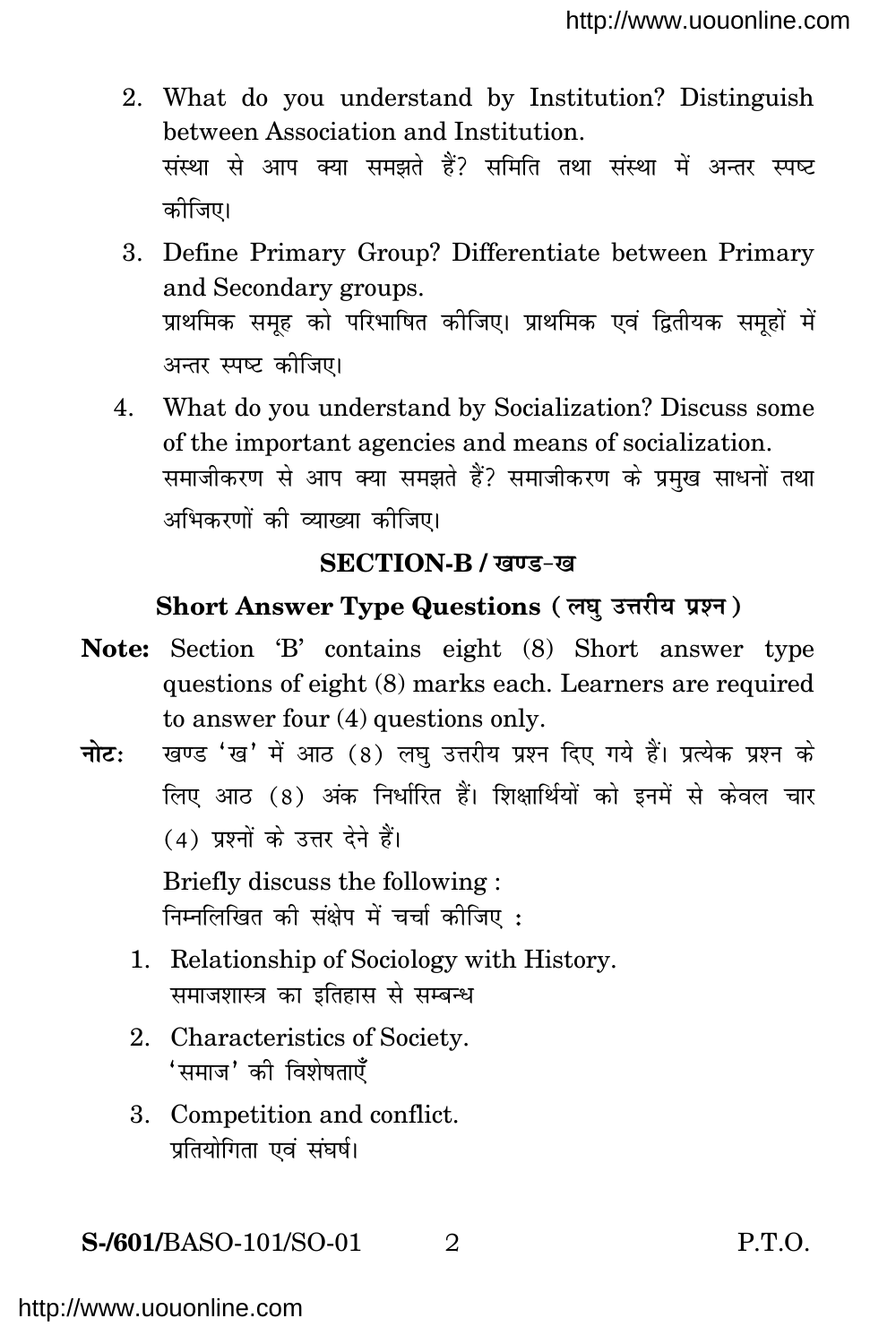2. What do you understand by Institution? Distinguish between Association and Institution.
   संस्था से आप क्या समझते हैं? समिति तथा संस्था में अन्तर स्पष्ट कीजिए।

3. Define Primary Group? Differentiate between Primary and Secondary groups.
   प्राथमिक समूह को परिभाषित कीजिए। प्राथमिक एवं द्वितीयक समूहों में अन्तर स्पष्ट कीजिए।

4. What do you understand by Socialization? Discuss some of the important agencies and means of socialization.
   समाजीकरण से आप क्या समझते हैं? समाजीकरण के प्रमुख साधनों तथा अभिकरणों की व्याख्या कीजिए।

## SECTION-B / खण्ड-ख

### Short Answer Type Questions ( लघु उत्तरीय प्रश्न )

**Note:** Section 'B' contains eight (8) Short answer type questions of eight (8) marks each. Learners are required to answer four (4) questions only.

**नोट:** खण्ड 'ख' में आठ (8) लघु उत्तरीय प्रश्न दिए गये हैं। प्रत्येक प्रश्न के लिए आठ (8) अंक निर्धारित हैं। शिक्षार्थियों को इनमें से केवल चार (4) प्रश्नों के उत्तर देने हैं।

Briefly discuss the following :
निम्नलिखित की संक्षेप में चर्चा कीजिए :

1. Relationship of Sociology with History.
   समाजशास्त्र का इतिहास से सम्बन्ध

2. Characteristics of Society.
   'समाज' की विशेषताएँ

3. Competition and conflict.
   प्रतियोगिता एवं संघर्ष।

**S-/601/**BASO-101/SO-01 P.T.O.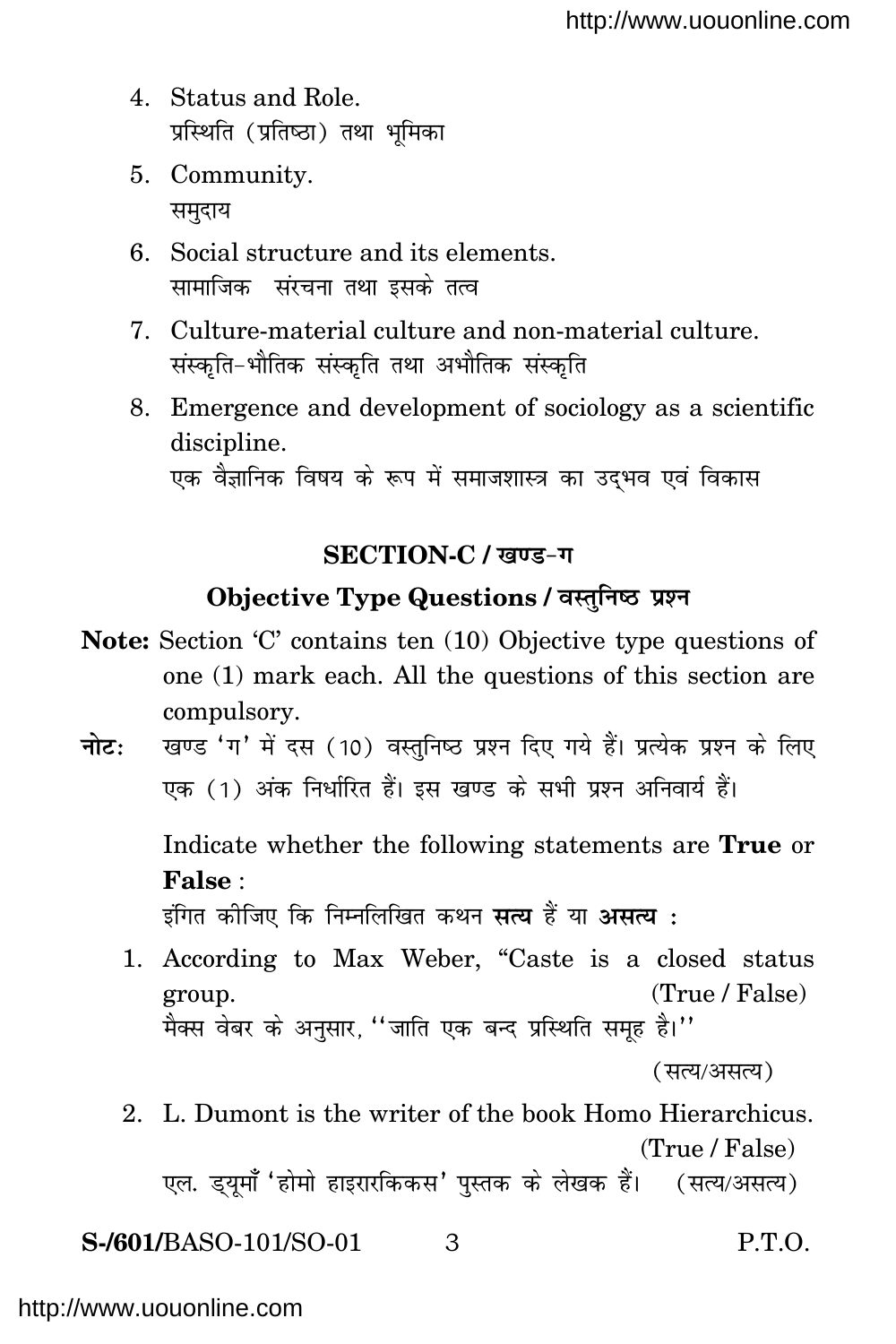4. Status and Role.
   प्रस्थिति (प्रतिष्ठा) तथा भूमिका
5. Community.
   समुदाय
6. Social structure and its elements.
   सामाजिक संरचना तथा इसके तत्व
7. Culture-material culture and non-material culture.
   संस्कृति-भौतिक संस्कृति तथा अभौतिक संस्कृति
8. Emergence and development of sociology as a scientific discipline.
   एक वैज्ञानिक विषय के रूप में समाजशास्त्र का उद्भव एवं विकास

## SECTION-C / खण्ड-ग

### Objective Type Questions / वस्तुनिष्ठ प्रश्न

**Note:** Section 'C' contains ten (10) Objective type questions of one (1) mark each. All the questions of this section are compulsory.

**नोट:** खण्ड 'ग' में दस (10) वस्तुनिष्ठ प्रश्न दिए गये हैं। प्रत्येक प्रश्न के लिए एक (1) अंक निर्धारित हैं। इस खण्ड के सभी प्रश्न अनिवार्य हैं।

Indicate whether the following statements are **True** or **False** :
इंगित कीजिए कि निम्नलिखित कथन **सत्य** हैं या **असत्य** :

1. According to Max Weber, "Caste is a closed status group. (True / False)
   मैक्स वेबर के अनुसार, ''जाति एक बन्द प्रस्थिति समूह है।''
   (सत्य/असत्य)
2. L. Dumont is the writer of the book Homo Hierarchicus. (True / False)
   एल. ड्यूमाँ 'होमो हाइरारकिकस' पुस्तक के लेखक हैं। (सत्य/असत्य)

S-/601/BASO-101/SO-01 P.T.O.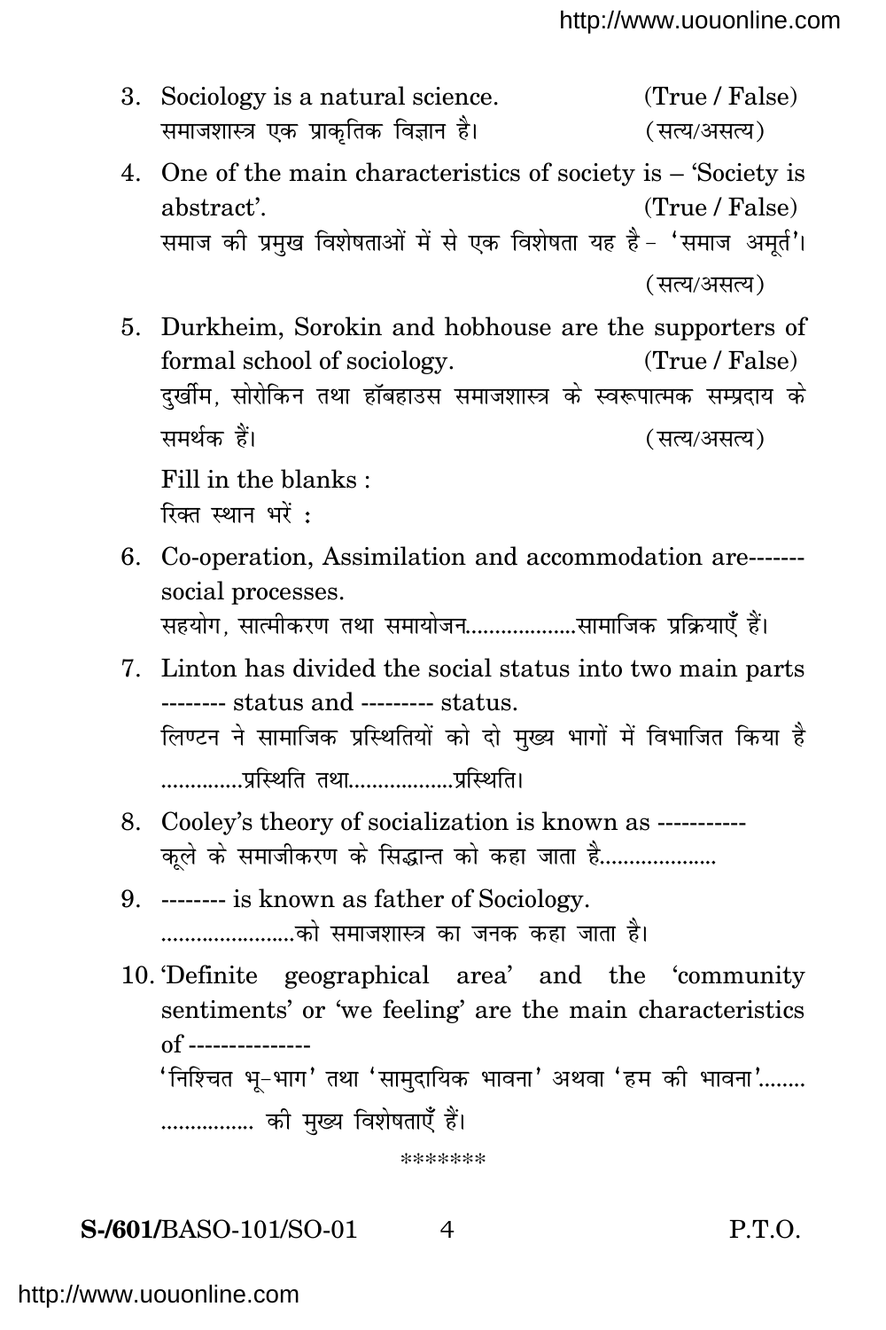3. Sociology is a natural science. (True / False)
   समाजशास्त्र एक प्राकृतिक विज्ञान है। (सत्य/असत्य)

4. One of the main characteristics of society is – 'Society is abstract'. (True / False)
   समाज की प्रमुख विशेषताओं में से एक विशेषता यह है – 'समाज अमूर्त'। (सत्य/असत्य)

5. Durkheim, Sorokin and hobhouse are the supporters of formal school of sociology. (True / False)
   दुर्खीम, सोरोकिन तथा हॉबहाउस समाजशास्त्र के स्वरूपात्मक सम्प्रदाय के समर्थक हैं। (सत्य/असत्य)

   Fill in the blanks :
   रिक्त स्थान भरें :

6. Co-operation, Assimilation and accommodation are------- social processes.
   सहयोग, सात्मीकरण तथा समायोजन..................सामाजिक प्रक्रियाएँ हैं।

7. Linton has divided the social status into two main parts -------- status and --------- status.
   लिण्टन ने सामाजिक प्रस्थितियों को दो मुख्य भागों में विभाजित किया है .............प्रस्थिति तथा.................प्रस्थिति।

8. Cooley's theory of socialization is known as -----------
   कूले के समाजीकरण के सिद्धान्त को कहा जाता है...................

9. -------- is known as father of Sociology.
   .......................को समाजशास्त्र का जनक कहा जाता है।

10. 'Definite geographical area' and the 'community sentiments' or 'we feeling' are the main characteristics of ---------------
    'निश्चित भू-भाग' तथा 'सामुदायिक भावना' अथवा 'हम की भावना'....... ................ की मुख्य विशेषताएँ हैं।

*******

S-/601/BASO-101/SO-01 P.T.O.